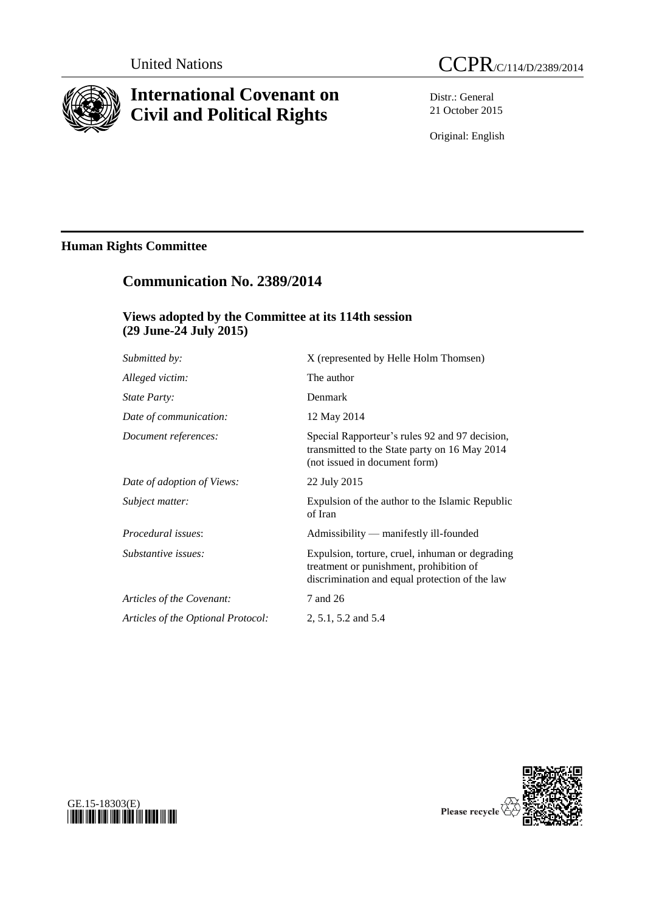United Nations

CCPR/C/114/D/2389/2014

# International Covenant on Civil and Political Rights

Distr.: General
21 October 2015

Original: English

## Human Rights Committee

## Communication No. 2389/2014

### Views adopted by the Committee at its 114th session (29 June-24 July 2015)

| | |
|---|---|
| *Submitted by:* | X (represented by Helle Holm Thomsen) |
| *Alleged victim:* | The author |
| *State Party:* | Denmark |
| *Date of communication:* | 12 May 2014 |
| *Document references:* | Special Rapporteur's rules 92 and 97 decision, transmitted to the State party on 16 May 2014 (not issued in document form) |
| *Date of adoption of Views:* | 22 July 2015 |
| *Subject matter:* | Expulsion of the author to the Islamic Republic of Iran |
| *Procedural issues*: | Admissibility — manifestly ill-founded |
| *Substantive issues:* | Expulsion, torture, cruel, inhuman or degrading treatment or punishment, prohibition of discrimination and equal protection of the law |
| *Articles of the Covenant:* | 7 and 26 |
| *Articles of the Optional Protocol:* | 2, 5.1, 5.2 and 5.4 |

GE.15-18303(E)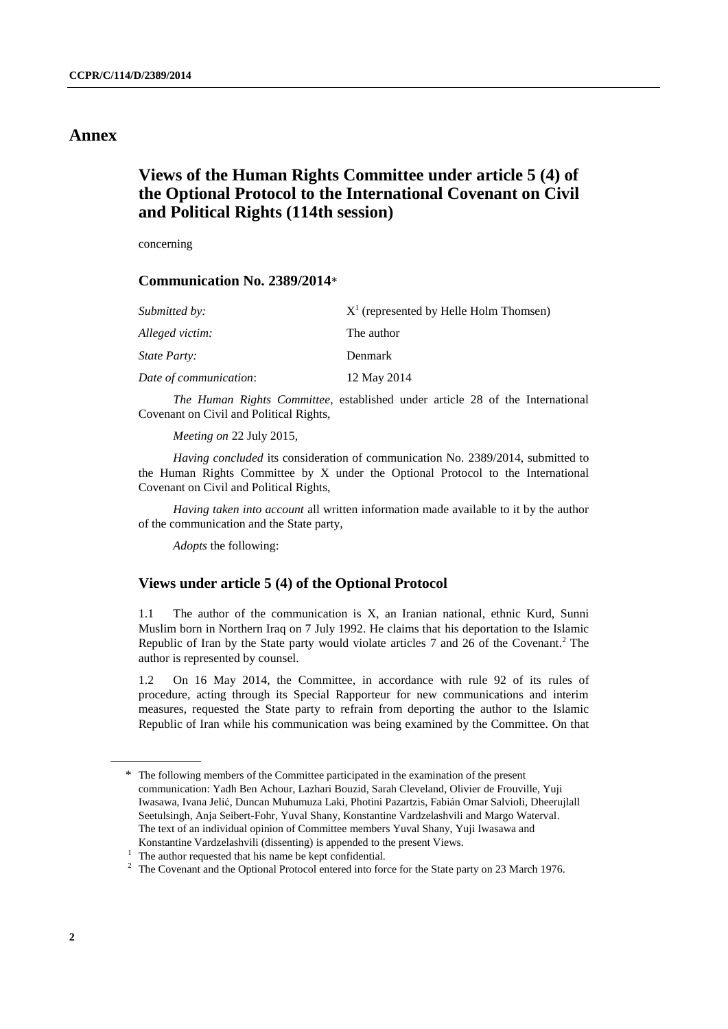# Annex

## Views of the Human Rights Committee under article 5 (4) of the Optional Protocol to the International Covenant on Civil and Political Rights (114th session)

concerning

### Communication No. 2389/2014*

| | |
|---|---|
| *Submitted by:* | X[1] (represented by Helle Holm Thomsen) |
| *Alleged victim:* | The author |
| *State Party:* | Denmark |
| *Date of communication*: | 12 May 2014 |

*The Human Rights Committee*, established under article 28 of the International Covenant on Civil and Political Rights,

*Meeting on* 22 July 2015,

*Having concluded* its consideration of communication No. 2389/2014, submitted to the Human Rights Committee by X under the Optional Protocol to the International Covenant on Civil and Political Rights,

*Having taken into account* all written information made available to it by the author of the communication and the State party,

*Adopts* the following:

### Views under article 5 (4) of the Optional Protocol

1.1 The author of the communication is X, an Iranian national, ethnic Kurd, Sunni Muslim born in Northern Iraq on 7 July 1992. He claims that his deportation to the Islamic Republic of Iran by the State party would violate articles 7 and 26 of the Covenant.[2] The author is represented by counsel.

1.2 On 16 May 2014, the Committee, in accordance with rule 92 of its rules of procedure, acting through its Special Rapporteur for new communications and interim measures, requested the State party to refrain from deporting the author to the Islamic Republic of Iran while his communication was being examined by the Committee. On that

---

\* The following members of the Committee participated in the examination of the present communication: Yadh Ben Achour, Lazhari Bouzid, Sarah Cleveland, Olivier de Frouville, Yuji Iwasawa, Ivana Jelić, Duncan Muhumuza Laki, Photini Pazartzis, Fabián Omar Salvioli, Dheerujlall Seetulsingh, Anja Seibert-Fohr, Yuval Shany, Konstantine Vardzelashvili and Margo Waterval. The text of an individual opinion of Committee members Yuval Shany, Yuji Iwasawa and Konstantine Vardzelashvili (dissenting) is appended to the present Views.

[1] The author requested that his name be kept confidential.

[2] The Covenant and the Optional Protocol entered into force for the State party on 23 March 1976.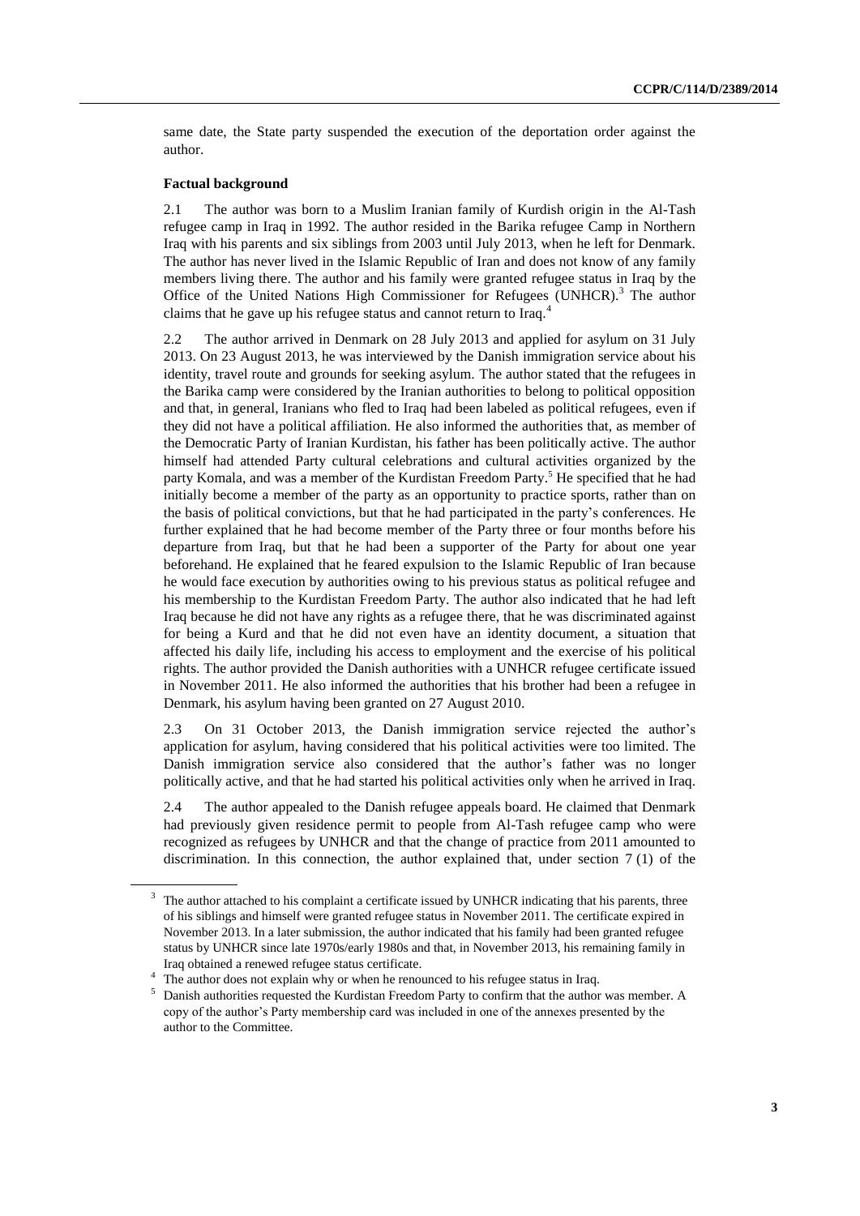same date, the State party suspended the execution of the deportation order against the author.

**Factual background**

2.1 The author was born to a Muslim Iranian family of Kurdish origin in the Al-Tash refugee camp in Iraq in 1992. The author resided in the Barika refugee Camp in Northern Iraq with his parents and six siblings from 2003 until July 2013, when he left for Denmark. The author has never lived in the Islamic Republic of Iran and does not know of any family members living there. The author and his family were granted refugee status in Iraq by the Office of the United Nations High Commissioner for Refugees (UNHCR).[3] The author claims that he gave up his refugee status and cannot return to Iraq.[4]

2.2 The author arrived in Denmark on 28 July 2013 and applied for asylum on 31 July 2013. On 23 August 2013, he was interviewed by the Danish immigration service about his identity, travel route and grounds for seeking asylum. The author stated that the refugees in the Barika camp were considered by the Iranian authorities to belong to political opposition and that, in general, Iranians who fled to Iraq had been labeled as political refugees, even if they did not have a political affiliation. He also informed the authorities that, as member of the Democratic Party of Iranian Kurdistan, his father has been politically active. The author himself had attended Party cultural celebrations and cultural activities organized by the party Komala, and was a member of the Kurdistan Freedom Party.[5] He specified that he had initially become a member of the party as an opportunity to practice sports, rather than on the basis of political convictions, but that he had participated in the party's conferences. He further explained that he had become member of the Party three or four months before his departure from Iraq, but that he had been a supporter of the Party for about one year beforehand. He explained that he feared expulsion to the Islamic Republic of Iran because he would face execution by authorities owing to his previous status as political refugee and his membership to the Kurdistan Freedom Party. The author also indicated that he had left Iraq because he did not have any rights as a refugee there, that he was discriminated against for being a Kurd and that he did not even have an identity document, a situation that affected his daily life, including his access to employment and the exercise of his political rights. The author provided the Danish authorities with a UNHCR refugee certificate issued in November 2011. He also informed the authorities that his brother had been a refugee in Denmark, his asylum having been granted on 27 August 2010.

2.3 On 31 October 2013, the Danish immigration service rejected the author's application for asylum, having considered that his political activities were too limited. The Danish immigration service also considered that the author's father was no longer politically active, and that he had started his political activities only when he arrived in Iraq.

2.4 The author appealed to the Danish refugee appeals board. He claimed that Denmark had previously given residence permit to people from Al-Tash refugee camp who were recognized as refugees by UNHCR and that the change of practice from 2011 amounted to discrimination. In this connection, the author explained that, under section 7 (1) of the

---

[3] The author attached to his complaint a certificate issued by UNHCR indicating that his parents, three of his siblings and himself were granted refugee status in November 2011. The certificate expired in November 2013. In a later submission, the author indicated that his family had been granted refugee status by UNHCR since late 1970s/early 1980s and that, in November 2013, his remaining family in Iraq obtained a renewed refugee status certificate.

[4] The author does not explain why or when he renounced to his refugee status in Iraq.

[5] Danish authorities requested the Kurdistan Freedom Party to confirm that the author was member. A copy of the author's Party membership card was included in one of the annexes presented by the author to the Committee.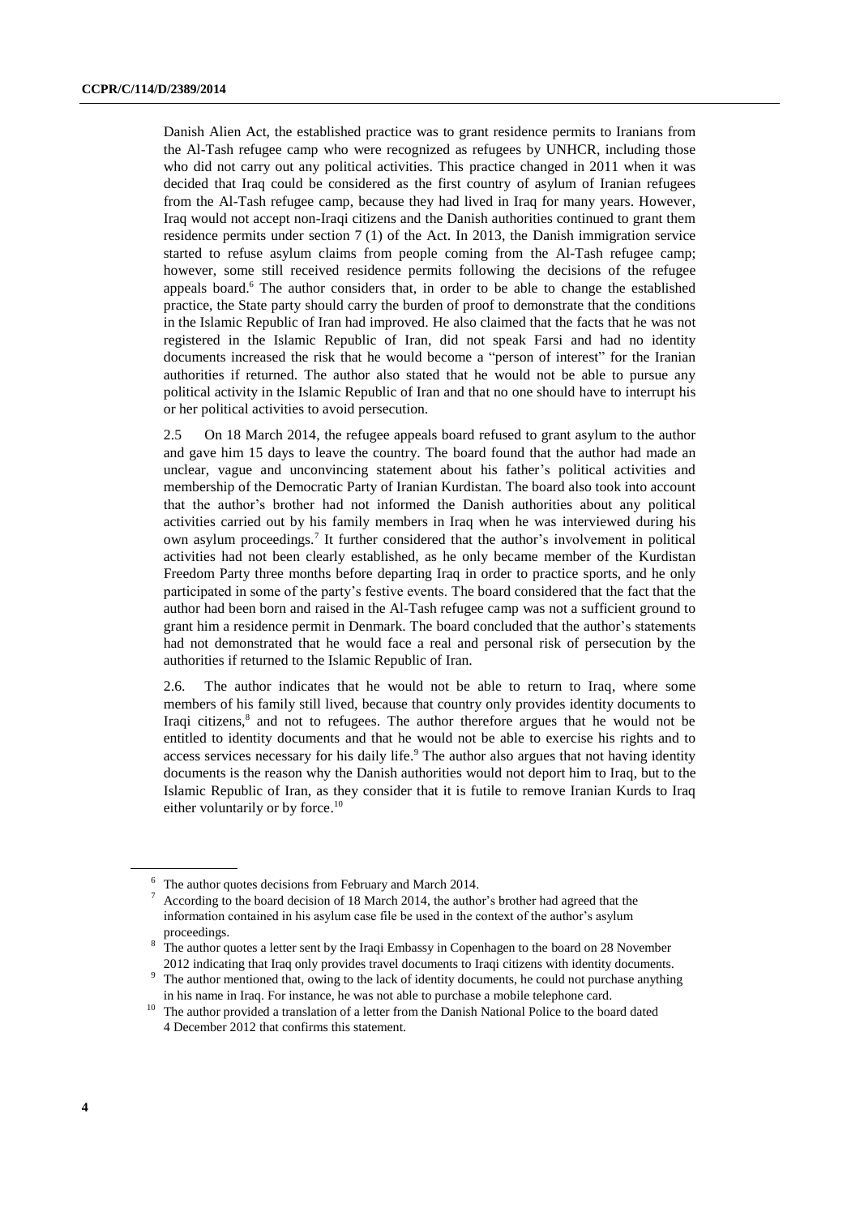Danish Alien Act, the established practice was to grant residence permits to Iranians from the Al-Tash refugee camp who were recognized as refugees by UNHCR, including those who did not carry out any political activities. This practice changed in 2011 when it was decided that Iraq could be considered as the first country of asylum of Iranian refugees from the Al-Tash refugee camp, because they had lived in Iraq for many years. However, Iraq would not accept non-Iraqi citizens and the Danish authorities continued to grant them residence permits under section 7 (1) of the Act. In 2013, the Danish immigration service started to refuse asylum claims from people coming from the Al-Tash refugee camp; however, some still received residence permits following the decisions of the refugee appeals board.[6] The author considers that, in order to be able to change the established practice, the State party should carry the burden of proof to demonstrate that the conditions in the Islamic Republic of Iran had improved. He also claimed that the facts that he was not registered in the Islamic Republic of Iran, did not speak Farsi and had no identity documents increased the risk that he would become a "person of interest" for the Iranian authorities if returned. The author also stated that he would not be able to pursue any political activity in the Islamic Republic of Iran and that no one should have to interrupt his or her political activities to avoid persecution.

2.5 On 18 March 2014, the refugee appeals board refused to grant asylum to the author and gave him 15 days to leave the country. The board found that the author had made an unclear, vague and unconvincing statement about his father's political activities and membership of the Democratic Party of Iranian Kurdistan. The board also took into account that the author's brother had not informed the Danish authorities about any political activities carried out by his family members in Iraq when he was interviewed during his own asylum proceedings.[7] It further considered that the author's involvement in political activities had not been clearly established, as he only became member of the Kurdistan Freedom Party three months before departing Iraq in order to practice sports, and he only participated in some of the party's festive events. The board considered that the fact that the author had been born and raised in the Al-Tash refugee camp was not a sufficient ground to grant him a residence permit in Denmark. The board concluded that the author's statements had not demonstrated that he would face a real and personal risk of persecution by the authorities if returned to the Islamic Republic of Iran.

2.6. The author indicates that he would not be able to return to Iraq, where some members of his family still lived, because that country only provides identity documents to Iraqi citizens,[8] and not to refugees. The author therefore argues that he would not be entitled to identity documents and that he would not be able to exercise his rights and to access services necessary for his daily life.[9] The author also argues that not having identity documents is the reason why the Danish authorities would not deport him to Iraq, but to the Islamic Republic of Iran, as they consider that it is futile to remove Iranian Kurds to Iraq either voluntarily or by force.[10]

---

[6] The author quotes decisions from February and March 2014.

[7] According to the board decision of 18 March 2014, the author's brother had agreed that the information contained in his asylum case file be used in the context of the author's asylum proceedings.

[8] The author quotes a letter sent by the Iraqi Embassy in Copenhagen to the board on 28 November 2012 indicating that Iraq only provides travel documents to Iraqi citizens with identity documents.

[9] The author mentioned that, owing to the lack of identity documents, he could not purchase anything in his name in Iraq. For instance, he was not able to purchase a mobile telephone card.

[10] The author provided a translation of a letter from the Danish National Police to the board dated 4 December 2012 that confirms this statement.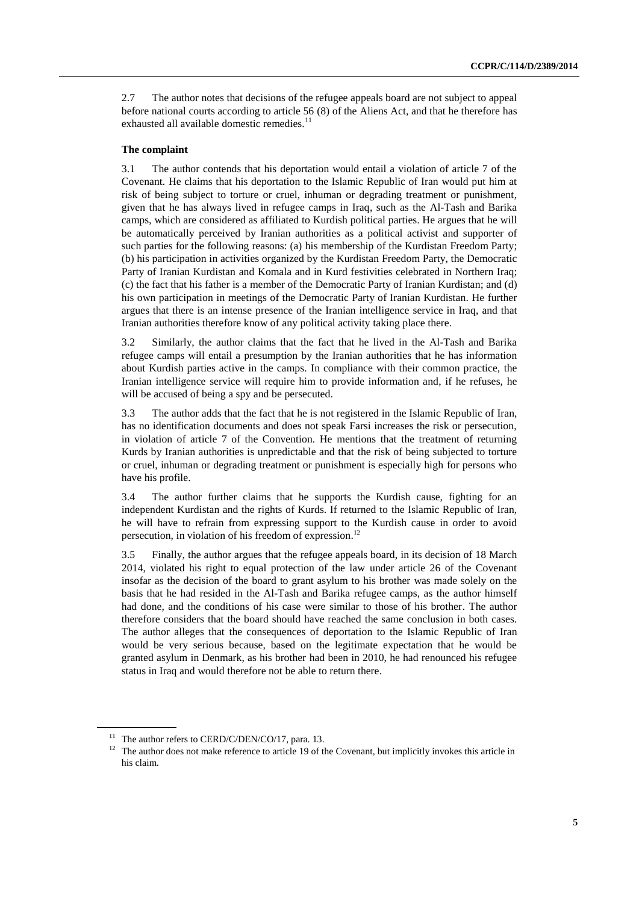2.7 The author notes that decisions of the refugee appeals board are not subject to appeal before national courts according to article 56 (8) of the Aliens Act, and that he therefore has exhausted all available domestic remedies.[11]

**The complaint**

3.1 The author contends that his deportation would entail a violation of article 7 of the Covenant. He claims that his deportation to the Islamic Republic of Iran would put him at risk of being subject to torture or cruel, inhuman or degrading treatment or punishment, given that he has always lived in refugee camps in Iraq, such as the Al-Tash and Barika camps, which are considered as affiliated to Kurdish political parties. He argues that he will be automatically perceived by Iranian authorities as a political activist and supporter of such parties for the following reasons: (a) his membership of the Kurdistan Freedom Party; (b) his participation in activities organized by the Kurdistan Freedom Party, the Democratic Party of Iranian Kurdistan and Komala and in Kurd festivities celebrated in Northern Iraq; (c) the fact that his father is a member of the Democratic Party of Iranian Kurdistan; and (d) his own participation in meetings of the Democratic Party of Iranian Kurdistan. He further argues that there is an intense presence of the Iranian intelligence service in Iraq, and that Iranian authorities therefore know of any political activity taking place there.

3.2 Similarly, the author claims that the fact that he lived in the Al-Tash and Barika refugee camps will entail a presumption by the Iranian authorities that he has information about Kurdish parties active in the camps. In compliance with their common practice, the Iranian intelligence service will require him to provide information and, if he refuses, he will be accused of being a spy and be persecuted.

3.3 The author adds that the fact that he is not registered in the Islamic Republic of Iran, has no identification documents and does not speak Farsi increases the risk or persecution, in violation of article 7 of the Convention. He mentions that the treatment of returning Kurds by Iranian authorities is unpredictable and that the risk of being subjected to torture or cruel, inhuman or degrading treatment or punishment is especially high for persons who have his profile.

3.4 The author further claims that he supports the Kurdish cause, fighting for an independent Kurdistan and the rights of Kurds. If returned to the Islamic Republic of Iran, he will have to refrain from expressing support to the Kurdish cause in order to avoid persecution, in violation of his freedom of expression.[12]

3.5 Finally, the author argues that the refugee appeals board, in its decision of 18 March 2014, violated his right to equal protection of the law under article 26 of the Covenant insofar as the decision of the board to grant asylum to his brother was made solely on the basis that he had resided in the Al-Tash and Barika refugee camps, as the author himself had done, and the conditions of his case were similar to those of his brother. The author therefore considers that the board should have reached the same conclusion in both cases. The author alleges that the consequences of deportation to the Islamic Republic of Iran would be very serious because, based on the legitimate expectation that he would be granted asylum in Denmark, as his brother had been in 2010, he had renounced his refugee status in Iraq and would therefore not be able to return there.

[11] The author refers to CERD/C/DEN/CO/17, para. 13.

[12] The author does not make reference to article 19 of the Covenant, but implicitly invokes this article in his claim.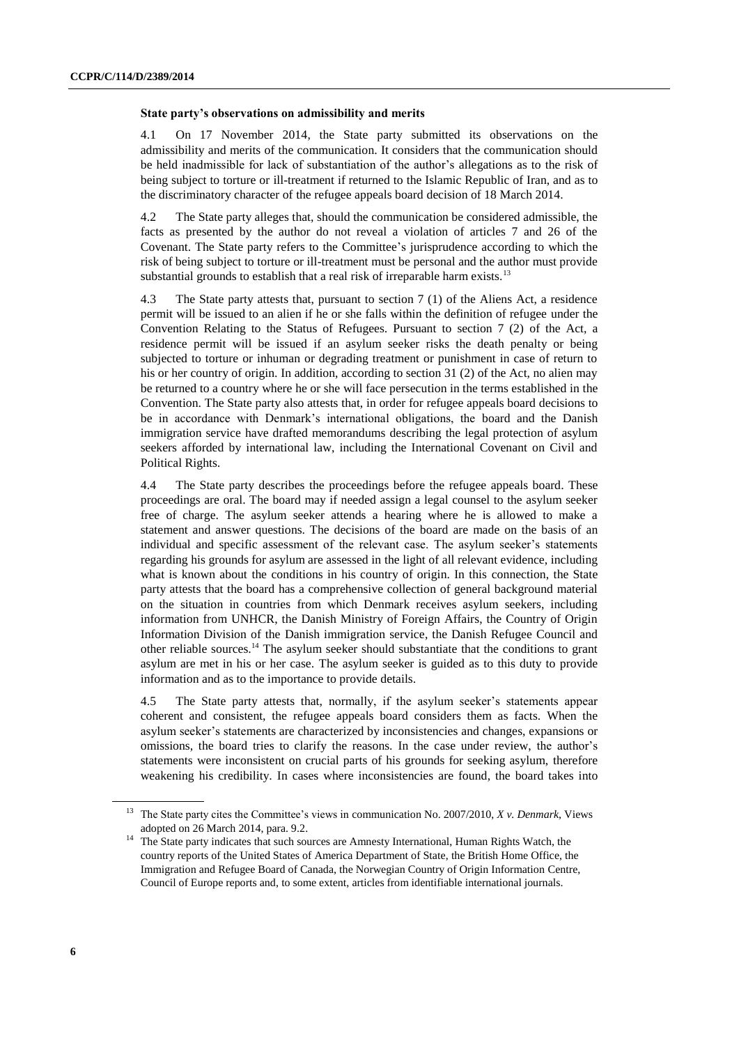**State party's observations on admissibility and merits**

4.1 On 17 November 2014, the State party submitted its observations on the admissibility and merits of the communication. It considers that the communication should be held inadmissible for lack of substantiation of the author's allegations as to the risk of being subject to torture or ill-treatment if returned to the Islamic Republic of Iran, and as to the discriminatory character of the refugee appeals board decision of 18 March 2014.

4.2 The State party alleges that, should the communication be considered admissible, the facts as presented by the author do not reveal a violation of articles 7 and 26 of the Covenant. The State party refers to the Committee's jurisprudence according to which the risk of being subject to torture or ill-treatment must be personal and the author must provide substantial grounds to establish that a real risk of irreparable harm exists.[13]

4.3 The State party attests that, pursuant to section 7 (1) of the Aliens Act, a residence permit will be issued to an alien if he or she falls within the definition of refugee under the Convention Relating to the Status of Refugees. Pursuant to section 7 (2) of the Act, a residence permit will be issued if an asylum seeker risks the death penalty or being subjected to torture or inhuman or degrading treatment or punishment in case of return to his or her country of origin. In addition, according to section 31 (2) of the Act, no alien may be returned to a country where he or she will face persecution in the terms established in the Convention. The State party also attests that, in order for refugee appeals board decisions to be in accordance with Denmark's international obligations, the board and the Danish immigration service have drafted memorandums describing the legal protection of asylum seekers afforded by international law, including the International Covenant on Civil and Political Rights.

4.4 The State party describes the proceedings before the refugee appeals board. These proceedings are oral. The board may if needed assign a legal counsel to the asylum seeker free of charge. The asylum seeker attends a hearing where he is allowed to make a statement and answer questions. The decisions of the board are made on the basis of an individual and specific assessment of the relevant case. The asylum seeker's statements regarding his grounds for asylum are assessed in the light of all relevant evidence, including what is known about the conditions in his country of origin. In this connection, the State party attests that the board has a comprehensive collection of general background material on the situation in countries from which Denmark receives asylum seekers, including information from UNHCR, the Danish Ministry of Foreign Affairs, the Country of Origin Information Division of the Danish immigration service, the Danish Refugee Council and other reliable sources.[14] The asylum seeker should substantiate that the conditions to grant asylum are met in his or her case. The asylum seeker is guided as to this duty to provide information and as to the importance to provide details.

4.5 The State party attests that, normally, if the asylum seeker's statements appear coherent and consistent, the refugee appeals board considers them as facts. When the asylum seeker's statements are characterized by inconsistencies and changes, expansions or omissions, the board tries to clarify the reasons. In the case under review, the author's statements were inconsistent on crucial parts of his grounds for seeking asylum, therefore weakening his credibility. In cases where inconsistencies are found, the board takes into

---

[13] The State party cites the Committee's views in communication No. 2007/2010, *X v. Denmark*, Views adopted on 26 March 2014, para. 9.2.

[14] The State party indicates that such sources are Amnesty International, Human Rights Watch, the country reports of the United States of America Department of State, the British Home Office, the Immigration and Refugee Board of Canada, the Norwegian Country of Origin Information Centre, Council of Europe reports and, to some extent, articles from identifiable international journals.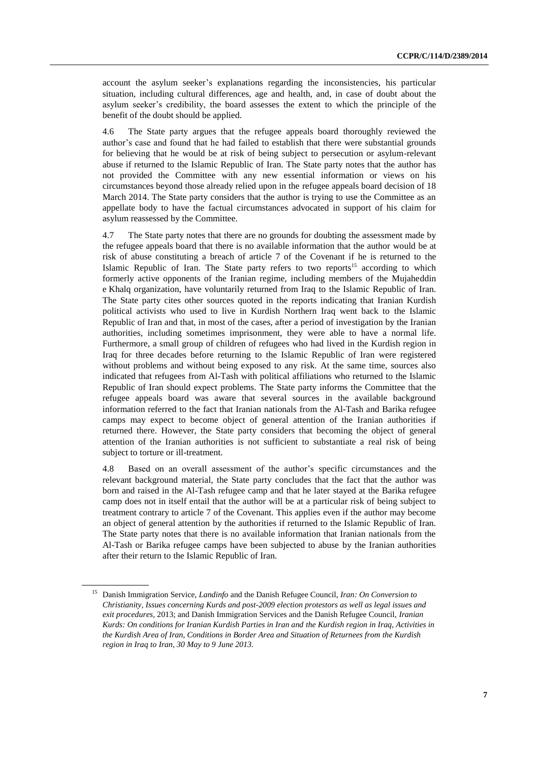account the asylum seeker's explanations regarding the inconsistencies, his particular situation, including cultural differences, age and health, and, in case of doubt about the asylum seeker's credibility, the board assesses the extent to which the principle of the benefit of the doubt should be applied.

4.6 The State party argues that the refugee appeals board thoroughly reviewed the author's case and found that he had failed to establish that there were substantial grounds for believing that he would be at risk of being subject to persecution or asylum-relevant abuse if returned to the Islamic Republic of Iran. The State party notes that the author has not provided the Committee with any new essential information or views on his circumstances beyond those already relied upon in the refugee appeals board decision of 18 March 2014. The State party considers that the author is trying to use the Committee as an appellate body to have the factual circumstances advocated in support of his claim for asylum reassessed by the Committee.

4.7 The State party notes that there are no grounds for doubting the assessment made by the refugee appeals board that there is no available information that the author would be at risk of abuse constituting a breach of article 7 of the Covenant if he is returned to the Islamic Republic of Iran. The State party refers to two reports[15] according to which formerly active opponents of the Iranian regime, including members of the Mujaheddin e Khalq organization, have voluntarily returned from Iraq to the Islamic Republic of Iran. The State party cites other sources quoted in the reports indicating that Iranian Kurdish political activists who used to live in Kurdish Northern Iraq went back to the Islamic Republic of Iran and that, in most of the cases, after a period of investigation by the Iranian authorities, including sometimes imprisonment, they were able to have a normal life. Furthermore, a small group of children of refugees who had lived in the Kurdish region in Iraq for three decades before returning to the Islamic Republic of Iran were registered without problems and without being exposed to any risk. At the same time, sources also indicated that refugees from Al-Tash with political affiliations who returned to the Islamic Republic of Iran should expect problems. The State party informs the Committee that the refugee appeals board was aware that several sources in the available background information referred to the fact that Iranian nationals from the Al-Tash and Barika refugee camps may expect to become object of general attention of the Iranian authorities if returned there. However, the State party considers that becoming the object of general attention of the Iranian authorities is not sufficient to substantiate a real risk of being subject to torture or ill-treatment.

4.8 Based on an overall assessment of the author's specific circumstances and the relevant background material, the State party concludes that the fact that the author was born and raised in the Al-Tash refugee camp and that he later stayed at the Barika refugee camp does not in itself entail that the author will be at a particular risk of being subject to treatment contrary to article 7 of the Covenant. This applies even if the author may become an object of general attention by the authorities if returned to the Islamic Republic of Iran. The State party notes that there is no available information that Iranian nationals from the Al-Tash or Barika refugee camps have been subjected to abuse by the Iranian authorities after their return to the Islamic Republic of Iran.

[15] Danish Immigration Service, *Landinfo* and the Danish Refugee Council, *Iran: On Conversion to Christianity, Issues concerning Kurds and post-2009 election protestors as well as legal issues and exit procedures*, 2013; and Danish Immigration Services and the Danish Refugee Council, *Iranian Kurds: On conditions for Iranian Kurdish Parties in Iran and the Kurdish region in Iraq, Activities in the Kurdish Area of Iran, Conditions in Border Area and Situation of Returnees from the Kurdish region in Iraq to Iran, 30 May to 9 June 2013.*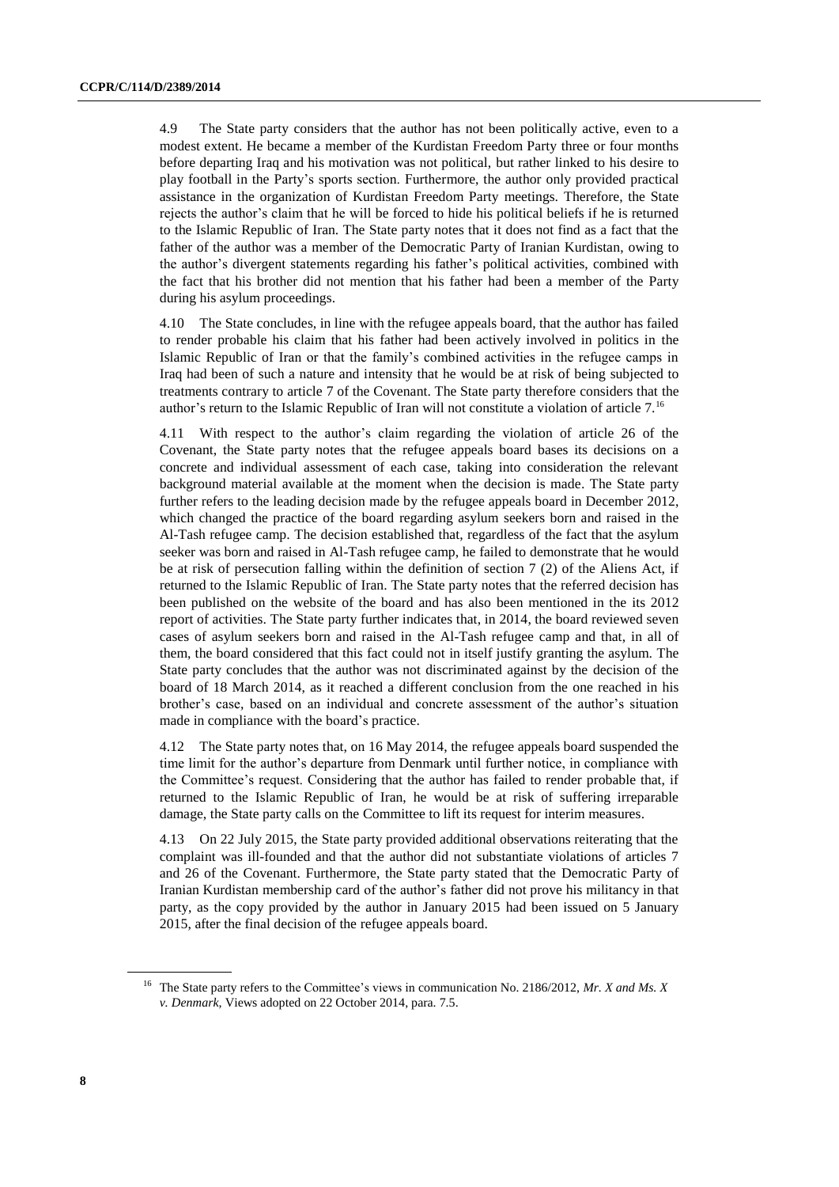4.9 The State party considers that the author has not been politically active, even to a modest extent. He became a member of the Kurdistan Freedom Party three or four months before departing Iraq and his motivation was not political, but rather linked to his desire to play football in the Party's sports section. Furthermore, the author only provided practical assistance in the organization of Kurdistan Freedom Party meetings. Therefore, the State rejects the author's claim that he will be forced to hide his political beliefs if he is returned to the Islamic Republic of Iran. The State party notes that it does not find as a fact that the father of the author was a member of the Democratic Party of Iranian Kurdistan, owing to the author's divergent statements regarding his father's political activities, combined with the fact that his brother did not mention that his father had been a member of the Party during his asylum proceedings.

4.10 The State concludes, in line with the refugee appeals board, that the author has failed to render probable his claim that his father had been actively involved in politics in the Islamic Republic of Iran or that the family's combined activities in the refugee camps in Iraq had been of such a nature and intensity that he would be at risk of being subjected to treatments contrary to article 7 of the Covenant. The State party therefore considers that the author's return to the Islamic Republic of Iran will not constitute a violation of article 7.[16]

4.11 With respect to the author's claim regarding the violation of article 26 of the Covenant, the State party notes that the refugee appeals board bases its decisions on a concrete and individual assessment of each case, taking into consideration the relevant background material available at the moment when the decision is made. The State party further refers to the leading decision made by the refugee appeals board in December 2012, which changed the practice of the board regarding asylum seekers born and raised in the Al-Tash refugee camp. The decision established that, regardless of the fact that the asylum seeker was born and raised in Al-Tash refugee camp, he failed to demonstrate that he would be at risk of persecution falling within the definition of section 7 (2) of the Aliens Act, if returned to the Islamic Republic of Iran. The State party notes that the referred decision has been published on the website of the board and has also been mentioned in the its 2012 report of activities. The State party further indicates that, in 2014, the board reviewed seven cases of asylum seekers born and raised in the Al-Tash refugee camp and that, in all of them, the board considered that this fact could not in itself justify granting the asylum. The State party concludes that the author was not discriminated against by the decision of the board of 18 March 2014, as it reached a different conclusion from the one reached in his brother's case, based on an individual and concrete assessment of the author's situation made in compliance with the board's practice.

4.12 The State party notes that, on 16 May 2014, the refugee appeals board suspended the time limit for the author's departure from Denmark until further notice, in compliance with the Committee's request. Considering that the author has failed to render probable that, if returned to the Islamic Republic of Iran, he would be at risk of suffering irreparable damage, the State party calls on the Committee to lift its request for interim measures.

4.13 On 22 July 2015, the State party provided additional observations reiterating that the complaint was ill-founded and that the author did not substantiate violations of articles 7 and 26 of the Covenant. Furthermore, the State party stated that the Democratic Party of Iranian Kurdistan membership card of the author's father did not prove his militancy in that party, as the copy provided by the author in January 2015 had been issued on 5 January 2015, after the final decision of the refugee appeals board.

[16] The State party refers to the Committee's views in communication No. 2186/2012, *Mr. X and Ms. X v. Denmark*, Views adopted on 22 October 2014, para. 7.5.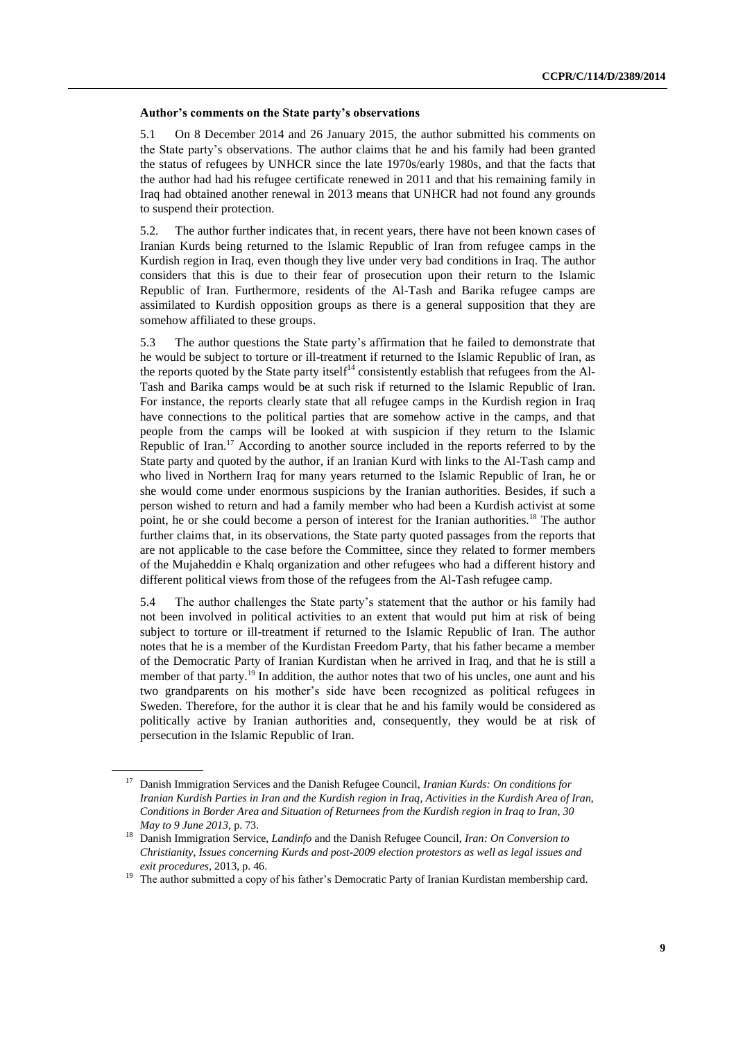### Author's comments on the State party's observations

5.1 On 8 December 2014 and 26 January 2015, the author submitted his comments on the State party's observations. The author claims that he and his family had been granted the status of refugees by UNHCR since the late 1970s/early 1980s, and that the facts that the author had had his refugee certificate renewed in 2011 and that his remaining family in Iraq had obtained another renewal in 2013 means that UNHCR had not found any grounds to suspend their protection.

5.2. The author further indicates that, in recent years, there have not been known cases of Iranian Kurds being returned to the Islamic Republic of Iran from refugee camps in the Kurdish region in Iraq, even though they live under very bad conditions in Iraq. The author considers that this is due to their fear of prosecution upon their return to the Islamic Republic of Iran. Furthermore, residents of the Al-Tash and Barika refugee camps are assimilated to Kurdish opposition groups as there is a general supposition that they are somehow affiliated to these groups.

5.3 The author questions the State party's affirmation that he failed to demonstrate that he would be subject to torture or ill-treatment if returned to the Islamic Republic of Iran, as the reports quoted by the State party itself[14] consistently establish that refugees from the Al-Tash and Barika camps would be at such risk if returned to the Islamic Republic of Iran. For instance, the reports clearly state that all refugee camps in the Kurdish region in Iraq have connections to the political parties that are somehow active in the camps, and that people from the camps will be looked at with suspicion if they return to the Islamic Republic of Iran.[17] According to another source included in the reports referred to by the State party and quoted by the author, if an Iranian Kurd with links to the Al-Tash camp and who lived in Northern Iraq for many years returned to the Islamic Republic of Iran, he or she would come under enormous suspicions by the Iranian authorities. Besides, if such a person wished to return and had a family member who had been a Kurdish activist at some point, he or she could become a person of interest for the Iranian authorities.[18] The author further claims that, in its observations, the State party quoted passages from the reports that are not applicable to the case before the Committee, since they related to former members of the Mujaheddin e Khalq organization and other refugees who had a different history and different political views from those of the refugees from the Al-Tash refugee camp.

5.4 The author challenges the State party's statement that the author or his family had not been involved in political activities to an extent that would put him at risk of being subject to torture or ill-treatment if returned to the Islamic Republic of Iran. The author notes that he is a member of the Kurdistan Freedom Party, that his father became a member of the Democratic Party of Iranian Kurdistan when he arrived in Iraq, and that he is still a member of that party.[19] In addition, the author notes that two of his uncles, one aunt and his two grandparents on his mother's side have been recognized as political refugees in Sweden. Therefore, for the author it is clear that he and his family would be considered as politically active by Iranian authorities and, consequently, they would be at risk of persecution in the Islamic Republic of Iran.

---

[17] Danish Immigration Services and the Danish Refugee Council, *Iranian Kurds: On conditions for Iranian Kurdish Parties in Iran and the Kurdish region in Iraq, Activities in the Kurdish Area of Iran, Conditions in Border Area and Situation of Returnees from the Kurdish region in Iraq to Iran, 30 May to 9 June 2013*, p. 73.

[18] Danish Immigration Service, *Landinfo* and the Danish Refugee Council, *Iran: On Conversion to Christianity, Issues concerning Kurds and post-2009 election protestors as well as legal issues and exit procedures*, 2013, p. 46.

[19] The author submitted a copy of his father's Democratic Party of Iranian Kurdistan membership card.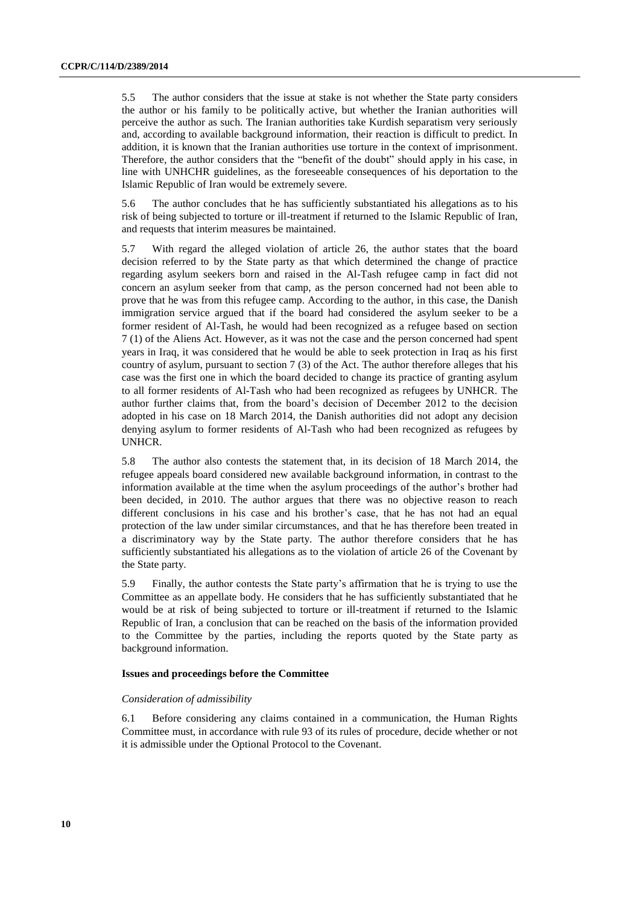5.5 The author considers that the issue at stake is not whether the State party considers the author or his family to be politically active, but whether the Iranian authorities will perceive the author as such. The Iranian authorities take Kurdish separatism very seriously and, according to available background information, their reaction is difficult to predict. In addition, it is known that the Iranian authorities use torture in the context of imprisonment. Therefore, the author considers that the "benefit of the doubt" should apply in his case, in line with UNHCHR guidelines, as the foreseeable consequences of his deportation to the Islamic Republic of Iran would be extremely severe.

5.6 The author concludes that he has sufficiently substantiated his allegations as to his risk of being subjected to torture or ill-treatment if returned to the Islamic Republic of Iran, and requests that interim measures be maintained.

5.7 With regard the alleged violation of article 26, the author states that the board decision referred to by the State party as that which determined the change of practice regarding asylum seekers born and raised in the Al-Tash refugee camp in fact did not concern an asylum seeker from that camp, as the person concerned had not been able to prove that he was from this refugee camp. According to the author, in this case, the Danish immigration service argued that if the board had considered the asylum seeker to be a former resident of Al-Tash, he would have been recognized as a refugee based on section 7 (1) of the Aliens Act. However, as it was not the case and the person concerned had spent years in Iraq, it was considered that he would be able to seek protection in Iraq as his first country of asylum, pursuant to section 7 (3) of the Act. The author therefore alleges that his case was the first one in which the board decided to change its practice of granting asylum to all former residents of Al-Tash who had been recognized as refugees by UNHCR. The author further claims that, from the board's decision of December 2012 to the decision adopted in his case on 18 March 2014, the Danish authorities did not adopt any decision denying asylum to former residents of Al-Tash who had been recognized as refugees by UNHCR.

5.8 The author also contests the statement that, in its decision of 18 March 2014, the refugee appeals board considered new available background information, in contrast to the information available at the time when the asylum proceedings of the author's brother had been decided, in 2010. The author argues that there was no objective reason to reach different conclusions in his case and his brother's case, that he has not had an equal protection of the law under similar circumstances, and that he has therefore been treated in a discriminatory way by the State party. The author therefore considers that he has sufficiently substantiated his allegations as to the violation of article 26 of the Covenant by the State party.

5.9 Finally, the author contests the State party's affirmation that he is trying to use the Committee as an appellate body. He considers that he has sufficiently substantiated that he would be at risk of being subjected to torture or ill-treatment if returned to the Islamic Republic of Iran, a conclusion that can be reached on the basis of the information provided to the Committee by the parties, including the reports quoted by the State party as background information.

### Issues and proceedings before the Committee

*Consideration of admissibility*

6.1 Before considering any claims contained in a communication, the Human Rights Committee must, in accordance with rule 93 of its rules of procedure, decide whether or not it is admissible under the Optional Protocol to the Covenant.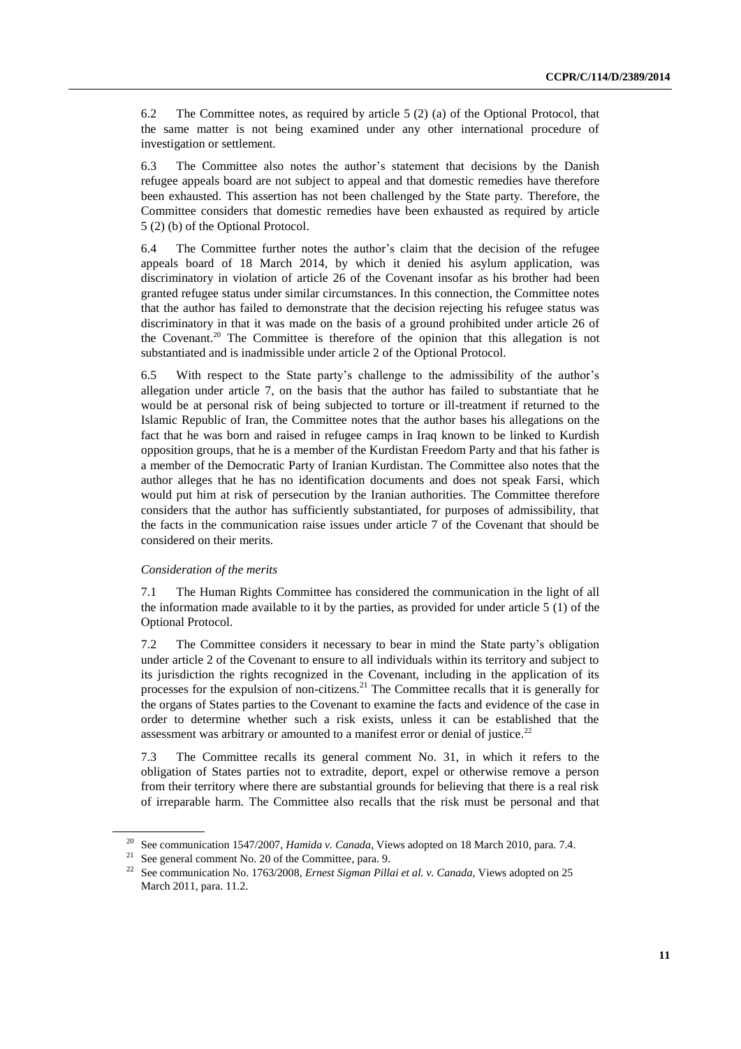6.2 The Committee notes, as required by article 5 (2) (a) of the Optional Protocol, that the same matter is not being examined under any other international procedure of investigation or settlement.

6.3 The Committee also notes the author's statement that decisions by the Danish refugee appeals board are not subject to appeal and that domestic remedies have therefore been exhausted. This assertion has not been challenged by the State party. Therefore, the Committee considers that domestic remedies have been exhausted as required by article 5 (2) (b) of the Optional Protocol.

6.4 The Committee further notes the author's claim that the decision of the refugee appeals board of 18 March 2014, by which it denied his asylum application, was discriminatory in violation of article 26 of the Covenant insofar as his brother had been granted refugee status under similar circumstances. In this connection, the Committee notes that the author has failed to demonstrate that the decision rejecting his refugee status was discriminatory in that it was made on the basis of a ground prohibited under article 26 of the Covenant.[20] The Committee is therefore of the opinion that this allegation is not substantiated and is inadmissible under article 2 of the Optional Protocol.

6.5 With respect to the State party's challenge to the admissibility of the author's allegation under article 7, on the basis that the author has failed to substantiate that he would be at personal risk of being subjected to torture or ill-treatment if returned to the Islamic Republic of Iran, the Committee notes that the author bases his allegations on the fact that he was born and raised in refugee camps in Iraq known to be linked to Kurdish opposition groups, that he is a member of the Kurdistan Freedom Party and that his father is a member of the Democratic Party of Iranian Kurdistan. The Committee also notes that the author alleges that he has no identification documents and does not speak Farsi, which would put him at risk of persecution by the Iranian authorities. The Committee therefore considers that the author has sufficiently substantiated, for purposes of admissibility, that the facts in the communication raise issues under article 7 of the Covenant that should be considered on their merits.

*Consideration of the merits*

7.1 The Human Rights Committee has considered the communication in the light of all the information made available to it by the parties, as provided for under article 5 (1) of the Optional Protocol.

7.2 The Committee considers it necessary to bear in mind the State party's obligation under article 2 of the Covenant to ensure to all individuals within its territory and subject to its jurisdiction the rights recognized in the Covenant, including in the application of its processes for the expulsion of non-citizens.[21] The Committee recalls that it is generally for the organs of States parties to the Covenant to examine the facts and evidence of the case in order to determine whether such a risk exists, unless it can be established that the assessment was arbitrary or amounted to a manifest error or denial of justice.[22]

7.3 The Committee recalls its general comment No. 31, in which it refers to the obligation of States parties not to extradite, deport, expel or otherwise remove a person from their territory where there are substantial grounds for believing that there is a real risk of irreparable harm. The Committee also recalls that the risk must be personal and that

---

[20] See communication 1547/2007, *Hamida v. Canada*, Views adopted on 18 March 2010, para. 7.4.

[21] See general comment No. 20 of the Committee, para. 9.

[22] See communication No. 1763/2008, *Ernest Sigman Pillai et al. v. Canada*, Views adopted on 25 March 2011, para. 11.2.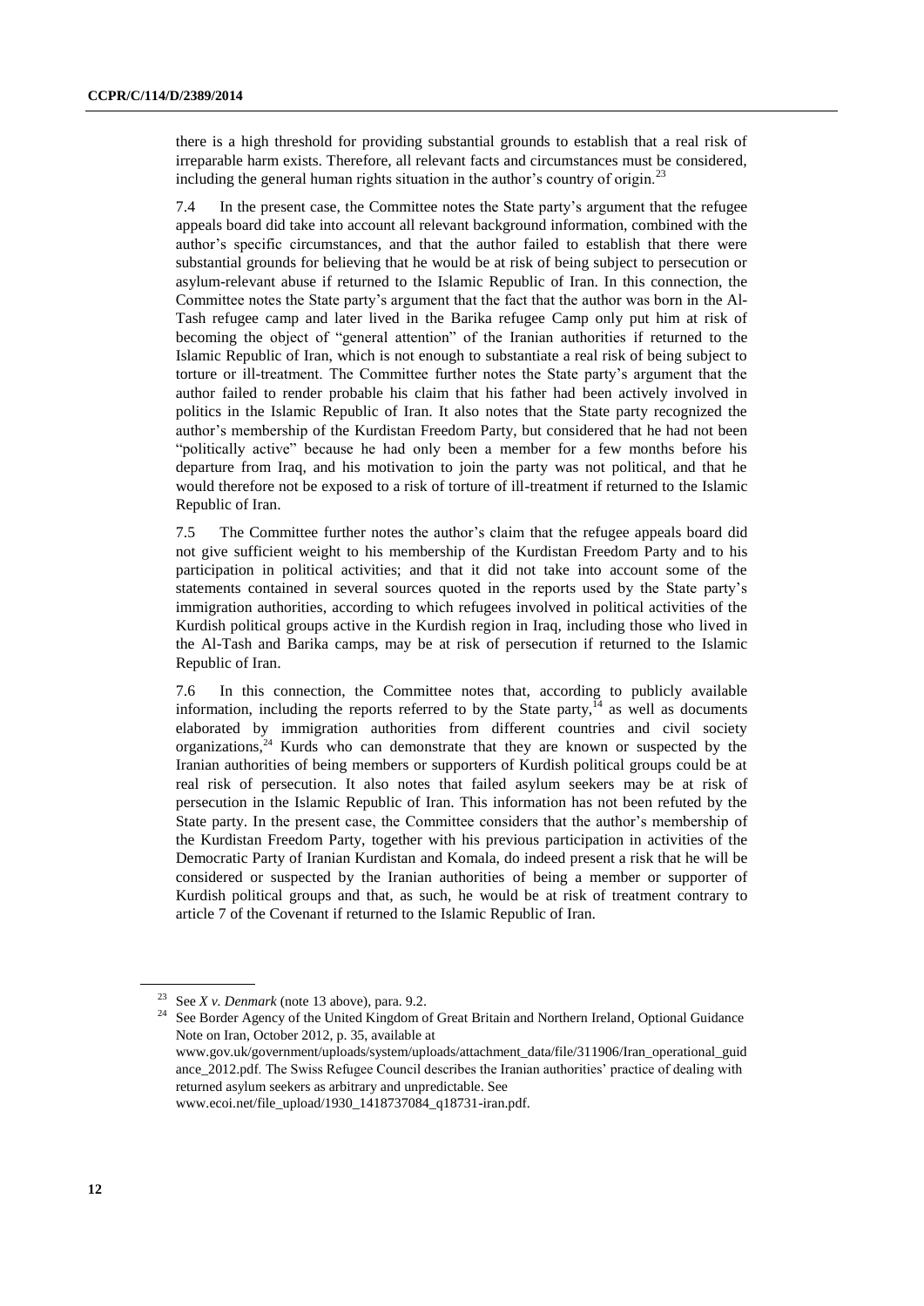there is a high threshold for providing substantial grounds to establish that a real risk of irreparable harm exists. Therefore, all relevant facts and circumstances must be considered, including the general human rights situation in the author's country of origin.[23]

7.4 In the present case, the Committee notes the State party's argument that the refugee appeals board did take into account all relevant background information, combined with the author's specific circumstances, and that the author failed to establish that there were substantial grounds for believing that he would be at risk of being subject to persecution or asylum-relevant abuse if returned to the Islamic Republic of Iran. In this connection, the Committee notes the State party's argument that the fact that the author was born in the Al-Tash refugee camp and later lived in the Barika refugee Camp only put him at risk of becoming the object of "general attention" of the Iranian authorities if returned to the Islamic Republic of Iran, which is not enough to substantiate a real risk of being subject to torture or ill-treatment. The Committee further notes the State party's argument that the author failed to render probable his claim that his father had been actively involved in politics in the Islamic Republic of Iran. It also notes that the State party recognized the author's membership of the Kurdistan Freedom Party, but considered that he had not been "politically active" because he had only been a member for a few months before his departure from Iraq, and his motivation to join the party was not political, and that he would therefore not be exposed to a risk of torture of ill-treatment if returned to the Islamic Republic of Iran.

7.5 The Committee further notes the author's claim that the refugee appeals board did not give sufficient weight to his membership of the Kurdistan Freedom Party and to his participation in political activities; and that it did not take into account some of the statements contained in several sources quoted in the reports used by the State party's immigration authorities, according to which refugees involved in political activities of the Kurdish political groups active in the Kurdish region in Iraq, including those who lived in the Al-Tash and Barika camps, may be at risk of persecution if returned to the Islamic Republic of Iran.

7.6 In this connection, the Committee notes that, according to publicly available information, including the reports referred to by the State party,[14] as well as documents elaborated by immigration authorities from different countries and civil society organizations,[24] Kurds who can demonstrate that they are known or suspected by the Iranian authorities of being members or supporters of Kurdish political groups could be at real risk of persecution. It also notes that failed asylum seekers may be at risk of persecution in the Islamic Republic of Iran. This information has not been refuted by the State party. In the present case, the Committee considers that the author's membership of the Kurdistan Freedom Party, together with his previous participation in activities of the Democratic Party of Iranian Kurdistan and Komala, do indeed present a risk that he will be considered or suspected by the Iranian authorities of being a member or supporter of Kurdish political groups and that, as such, he would be at risk of treatment contrary to article 7 of the Covenant if returned to the Islamic Republic of Iran.

---

[23] See *X v. Denmark* (note 13 above), para. 9.2.

[24] See Border Agency of the United Kingdom of Great Britain and Northern Ireland, Optional Guidance Note on Iran, October 2012, p. 35, available at www.gov.uk/government/uploads/system/uploads/attachment_data/file/311906/Iran_operational_guidance_2012.pdf. The Swiss Refugee Council describes the Iranian authorities' practice of dealing with returned asylum seekers as arbitrary and unpredictable. See www.ecoi.net/file_upload/1930_1418737084_q18731-iran.pdf.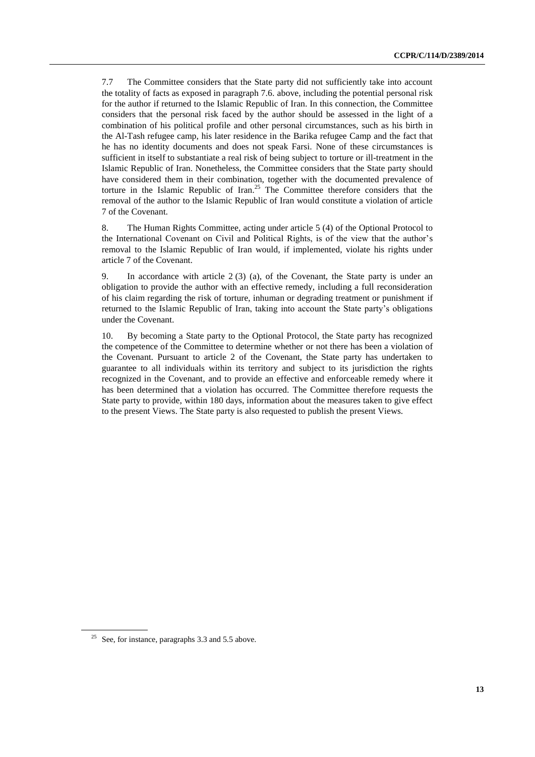7.7 The Committee considers that the State party did not sufficiently take into account the totality of facts as exposed in paragraph 7.6. above, including the potential personal risk for the author if returned to the Islamic Republic of Iran. In this connection, the Committee considers that the personal risk faced by the author should be assessed in the light of a combination of his political profile and other personal circumstances, such as his birth in the Al-Tash refugee camp, his later residence in the Barika refugee Camp and the fact that he has no identity documents and does not speak Farsi. None of these circumstances is sufficient in itself to substantiate a real risk of being subject to torture or ill-treatment in the Islamic Republic of Iran. Nonetheless, the Committee considers that the State party should have considered them in their combination, together with the documented prevalence of torture in the Islamic Republic of Iran.[25] The Committee therefore considers that the removal of the author to the Islamic Republic of Iran would constitute a violation of article 7 of the Covenant.

8. The Human Rights Committee, acting under article 5 (4) of the Optional Protocol to the International Covenant on Civil and Political Rights, is of the view that the author's removal to the Islamic Republic of Iran would, if implemented, violate his rights under article 7 of the Covenant.

9. In accordance with article 2 (3) (a), of the Covenant, the State party is under an obligation to provide the author with an effective remedy, including a full reconsideration of his claim regarding the risk of torture, inhuman or degrading treatment or punishment if returned to the Islamic Republic of Iran, taking into account the State party's obligations under the Covenant.

10. By becoming a State party to the Optional Protocol, the State party has recognized the competence of the Committee to determine whether or not there has been a violation of the Covenant. Pursuant to article 2 of the Covenant, the State party has undertaken to guarantee to all individuals within its territory and subject to its jurisdiction the rights recognized in the Covenant, and to provide an effective and enforceable remedy where it has been determined that a violation has occurred. The Committee therefore requests the State party to provide, within 180 days, information about the measures taken to give effect to the present Views. The State party is also requested to publish the present Views.

[25] See, for instance, paragraphs 3.3 and 5.5 above.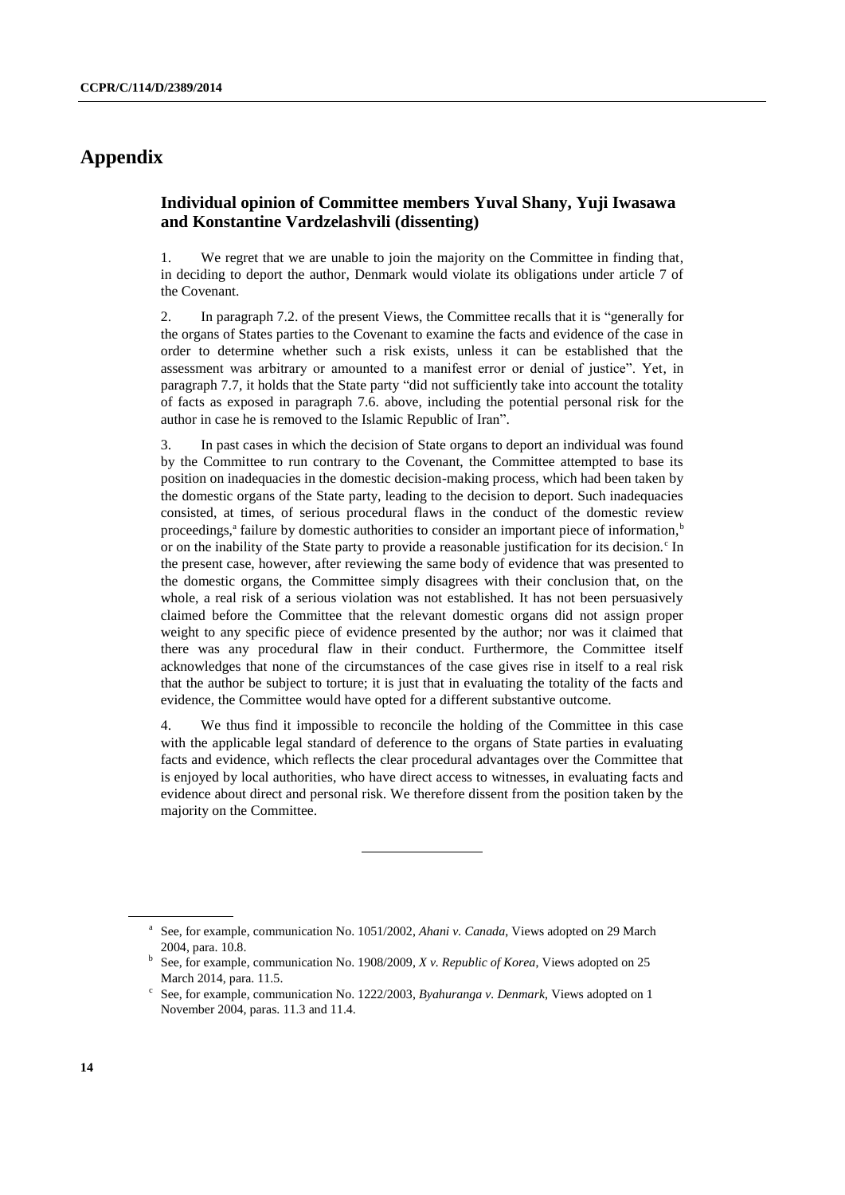# Appendix

## Individual opinion of Committee members Yuval Shany, Yuji Iwasawa and Konstantine Vardzelashvili (dissenting)

1. We regret that we are unable to join the majority on the Committee in finding that, in deciding to deport the author, Denmark would violate its obligations under article 7 of the Covenant.

2. In paragraph 7.2. of the present Views, the Committee recalls that it is "generally for the organs of States parties to the Covenant to examine the facts and evidence of the case in order to determine whether such a risk exists, unless it can be established that the assessment was arbitrary or amounted to a manifest error or denial of justice". Yet, in paragraph 7.7, it holds that the State party "did not sufficiently take into account the totality of facts as exposed in paragraph 7.6. above, including the potential personal risk for the author in case he is removed to the Islamic Republic of Iran".

3. In past cases in which the decision of State organs to deport an individual was found by the Committee to run contrary to the Covenant, the Committee attempted to base its position on inadequacies in the domestic decision-making process, which had been taken by the domestic organs of the State party, leading to the decision to deport. Such inadequacies consisted, at times, of serious procedural flaws in the conduct of the domestic review proceedings,[a] failure by domestic authorities to consider an important piece of information,[b] or on the inability of the State party to provide a reasonable justification for its decision.[c] In the present case, however, after reviewing the same body of evidence that was presented to the domestic organs, the Committee simply disagrees with their conclusion that, on the whole, a real risk of a serious violation was not established. It has not been persuasively claimed before the Committee that the relevant domestic organs did not assign proper weight to any specific piece of evidence presented by the author; nor was it claimed that there was any procedural flaw in their conduct. Furthermore, the Committee itself acknowledges that none of the circumstances of the case gives rise in itself to a real risk that the author be subject to torture; it is just that in evaluating the totality of the facts and evidence, the Committee would have opted for a different substantive outcome.

4. We thus find it impossible to reconcile the holding of the Committee in this case with the applicable legal standard of deference to the organs of State parties in evaluating facts and evidence, which reflects the clear procedural advantages over the Committee that is enjoyed by local authorities, who have direct access to witnesses, in evaluating facts and evidence about direct and personal risk. We therefore dissent from the position taken by the majority on the Committee.

---

[a] See, for example, communication No. 1051/2002, *Ahani v. Canada*, Views adopted on 29 March 2004, para. 10.8.

[b] See, for example, communication No. 1908/2009, *X v. Republic of Korea*, Views adopted on 25 March 2014, para. 11.5.

[c] See, for example, communication No. 1222/2003, *Byahuranga v. Denmark*, Views adopted on 1 November 2004, paras. 11.3 and 11.4.